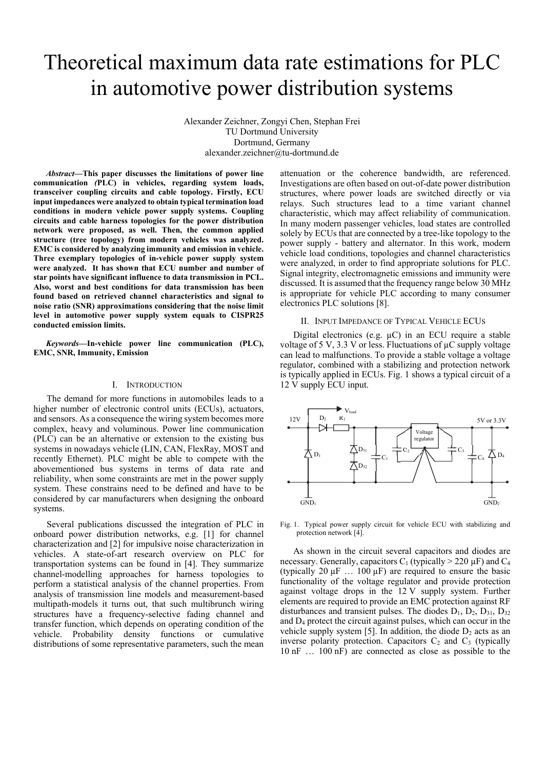# Theoretical maximum data rate estimations for PLC in automotive power distribution systems

Alexander Zeichner, Zongyi Chen, Stephan Frei
TU Dortmund University
Dortmund, Germany
alexander.zeichner@tu-dortmund.de

***Abstract*—This paper discusses the limitations of power line communication *(*PLC) in vehicles, regarding system loads, transceiver coupling circuits and cable topology. Firstly, ECU input impedances were analyzed to obtain typical termination load conditions in modern vehicle power supply systems. Coupling circuits and cable harness topologies for the power distribution network were proposed, as well. Then, the common applied structure (tree topology) from modern vehicles was analyzed. EMC is considered by analyzing immunity and emission in vehicle. Three exemplary topologies of in-vehicle power supply system were analyzed. It has shown that ECU number and number of star points have significant influence to data transmission in PCL. Also, worst and best conditions for data transmission has been found based on retrieved channel characteristics and signal to noise ratio (SNR) approximations considering that the noise limit level in automotive power supply system equals to CISPR25 conducted emission limits.**

***Keywords*—In-vehicle power line communication (PLC), EMC, SNR, Immunity, Emission**

## I. Introduction

The demand for more functions in automobiles leads to a higher number of electronic control units (ECUs), actuators, and sensors. As a consequence the wiring system becomes more complex, heavy and voluminous. Power line communication (PLC) can be an alternative or extension to the existing bus systems in nowadays vehicle (LIN, CAN, FlexRay, MOST and recently Ethernet). PLC might be able to compete with the abovementioned bus systems in terms of data rate and reliability, when some constraints are met in the power supply system. These constrains need to be defined and have to be considered by car manufacturers when designing the onboard systems.

Several publications discussed the integration of PLC in onboard power distribution networks, e.g. [1] for channel characterization and [2] for impulsive noise characterization in vehicles. A state-of-art research overview on PLC for transportation systems can be found in [4]. They summarize channel-modelling approaches for harness topologies to perform a statistical analysis of the channel properties. From analysis of transmission line models and measurement-based multipath-models it turns out, that such multibrunch wiring structures have a frequency-selective fading channel and transfer function, which depends on operating condition of the vehicle. Probability density functions or cumulative distributions of some representative parameters, such the mean attenuation or the coherence bandwidth, are referenced. Investigations are often based on out-of-date power distribution structures, where power loads are switched directly or via relays. Such structures lead to a time variant channel characteristic, which may affect reliability of communication. In many modern passenger vehicles, load states are controlled solely by ECUs that are connected by a tree-like topology to the power supply - battery and alternator. In this work, modern vehicle load conditions, topologies and channel characteristics were analyzed, in order to find appropriate solutions for PLC. Signal integrity, electromagnetic emissions and immunity were discussed. It is assumed that the frequency range below 30 MHz is appropriate for vehicle PLC according to many consumer electronics PLC solutions [8].

## II. Input Impedance of Typical Vehicle ECUs

Digital electronics (e.g. µC) in an ECU require a stable voltage of 5 V, 3.3 V or less. Fluctuations of µC supply voltage can lead to malfunctions. To provide a stable voltage a voltage regulator, combined with a stabilizing and protection network is typically applied in ECUs. Fig. 1 shows a typical circuit of a 12 V supply ECU input.

Fig. 1. Typical power supply circuit for vehicle ECU with stabilizing and protection network [4].

As shown in the circuit several capacitors and diodes are necessary. Generally, capacitors $C_1$ (typically > 220 µF) and $C_4$ (typically 20 µF … 100 µF) are required to ensure the basic functionality of the voltage regulator and provide protection against voltage drops in the 12 V supply system. Further elements are required to provide an EMC protection against RF disturbances and transient pulses. The diodes $D_1$, $D_2$, $D_{31}$, $D_{32}$ and $D_4$ protect the circuit against pulses, which can occur in the vehicle supply system [5]. In addition, the diode $D_2$ acts as an inverse polarity protection. Capacitors $C_2$ and $C_3$ (typically 10 nF … 100 nF) are connected as close as possible to the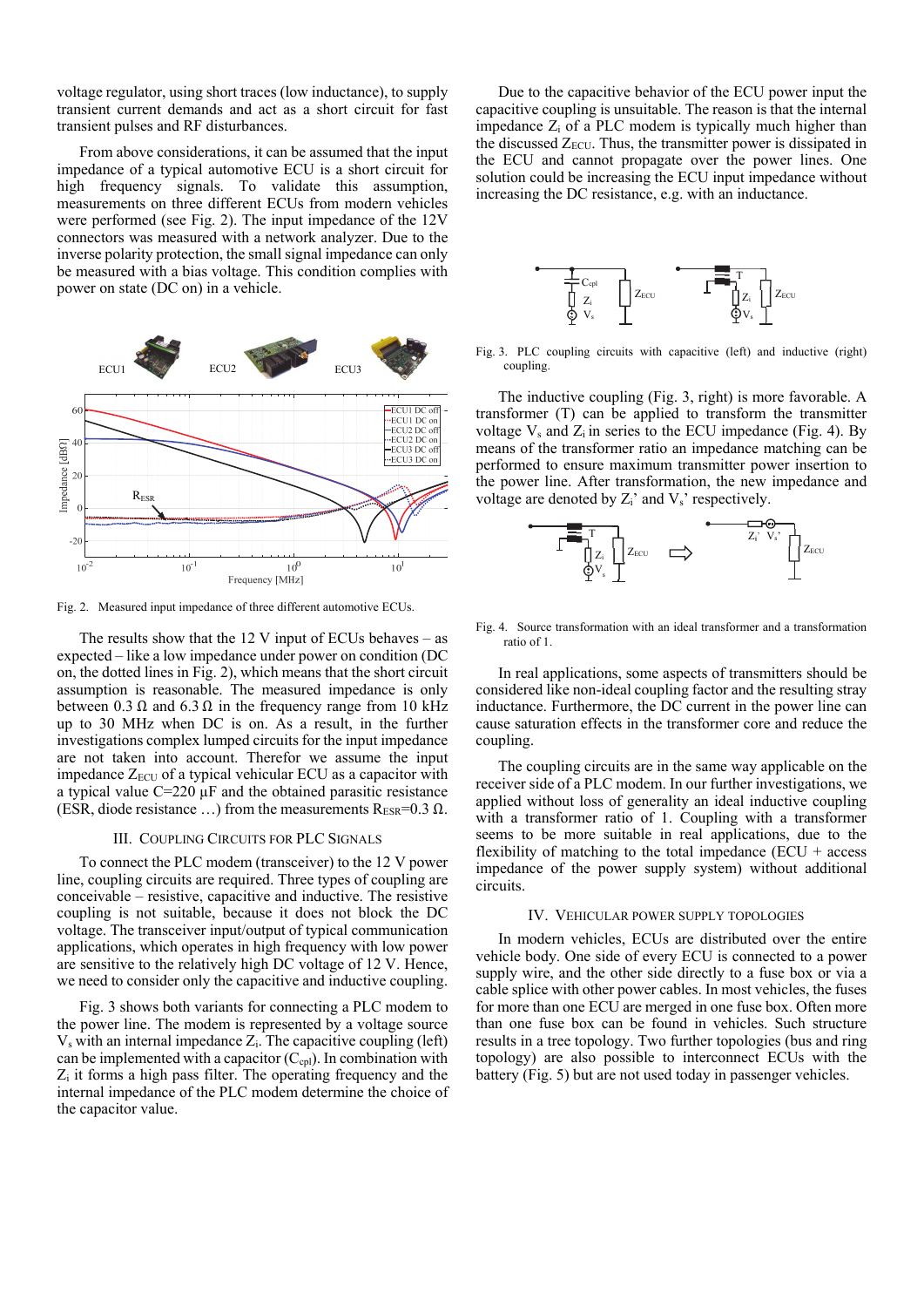voltage regulator, using short traces (low inductance), to supply transient current demands and act as a short circuit for fast transient pulses and RF disturbances.

From above considerations, it can be assumed that the input impedance of a typical automotive ECU is a short circuit for high frequency signals. To validate this assumption, measurements on three different ECUs from modern vehicles were performed (see Fig. 2). The input impedance of the 12V connectors was measured with a network analyzer. Due to the inverse polarity protection, the small signal impedance can only be measured with a bias voltage. This condition complies with power on state (DC on) in a vehicle.

Fig. 2. Measured input impedance of three different automotive ECUs.

The results show that the 12 V input of ECUs behaves – as expected – like a low impedance under power on condition (DC on, the dotted lines in Fig. 2), which means that the short circuit assumption is reasonable. The measured impedance is only between 0.3 Ω and 6.3 Ω in the frequency range from 10 kHz up to 30 MHz when DC is on. As a result, in the further investigations complex lumped circuits for the input impedance are not taken into account. Therefor we assume the input impedance $Z_{ECU}$ of a typical vehicular ECU as a capacitor with a typical value C=220 µF and the obtained parasitic resistance (ESR, diode resistance …) from the measurements $R_{ESR}$=0.3 Ω.

## III. Coupling Circuits for PLC Signals

To connect the PLC modem (transceiver) to the 12 V power line, coupling circuits are required. Three types of coupling are conceivable – resistive, capacitive and inductive. The resistive coupling is not suitable, because it does not block the DC voltage. The transceiver input/output of typical communication applications, which operates in high frequency with low power are sensitive to the relatively high DC voltage of 12 V. Hence, we need to consider only the capacitive and inductive coupling.

Fig. 3 shows both variants for connecting a PLC modem to the power line. The modem is represented by a voltage source $V_s$ with an internal impedance $Z_i$. The capacitive coupling (left) can be implemented with a capacitor ($C_{cpl}$). In combination with $Z_i$ it forms a high pass filter. The operating frequency and the internal impedance of the PLC modem determine the choice of the capacitor value.

Due to the capacitive behavior of the ECU power input the capacitive coupling is unsuitable. The reason is that the internal impedance $Z_i$ of a PLC modem is typically much higher than the discussed $Z_{ECU}$. Thus, the transmitter power is dissipated in the ECU and cannot propagate over the power lines. One solution could be increasing the ECU input impedance without increasing the DC resistance, e.g. with an inductance.

Fig. 3. PLC coupling circuits with capacitive (left) and inductive (right) coupling.

The inductive coupling (Fig. 3, right) is more favorable. A transformer (T) can be applied to transform the transmitter voltage $V_s$ and $Z_i$ in series to the ECU impedance (Fig. 4). By means of the transformer ratio an impedance matching can be performed to ensure maximum transmitter power insertion to the power line. After transformation, the new impedance and voltage are denoted by $Z_i$' and $V_s$' respectively.

Fig. 4. Source transformation with an ideal transformer and a transformation ratio of 1.

In real applications, some aspects of transmitters should be considered like non-ideal coupling factor and the resulting stray inductance. Furthermore, the DC current in the power line can cause saturation effects in the transformer core and reduce the coupling.

The coupling circuits are in the same way applicable on the receiver side of a PLC modem. In our further investigations, we applied without loss of generality an ideal inductive coupling with a transformer ratio of 1. Coupling with a transformer seems to be more suitable in real applications, due to the flexibility of matching to the total impedance (ECU + access impedance of the power supply system) without additional circuits.

## IV. Vehicular Power Supply Topologies

In modern vehicles, ECUs are distributed over the entire vehicle body. One side of every ECU is connected to a power supply wire, and the other side directly to a fuse box or via a cable splice with other power cables. In most vehicles, the fuses for more than one ECU are merged in one fuse box. Often more than one fuse box can be found in vehicles. Such structure results in a tree topology. Two further topologies (bus and ring topology) are also possible to interconnect ECUs with the battery (Fig. 5) but are not used today in passenger vehicles.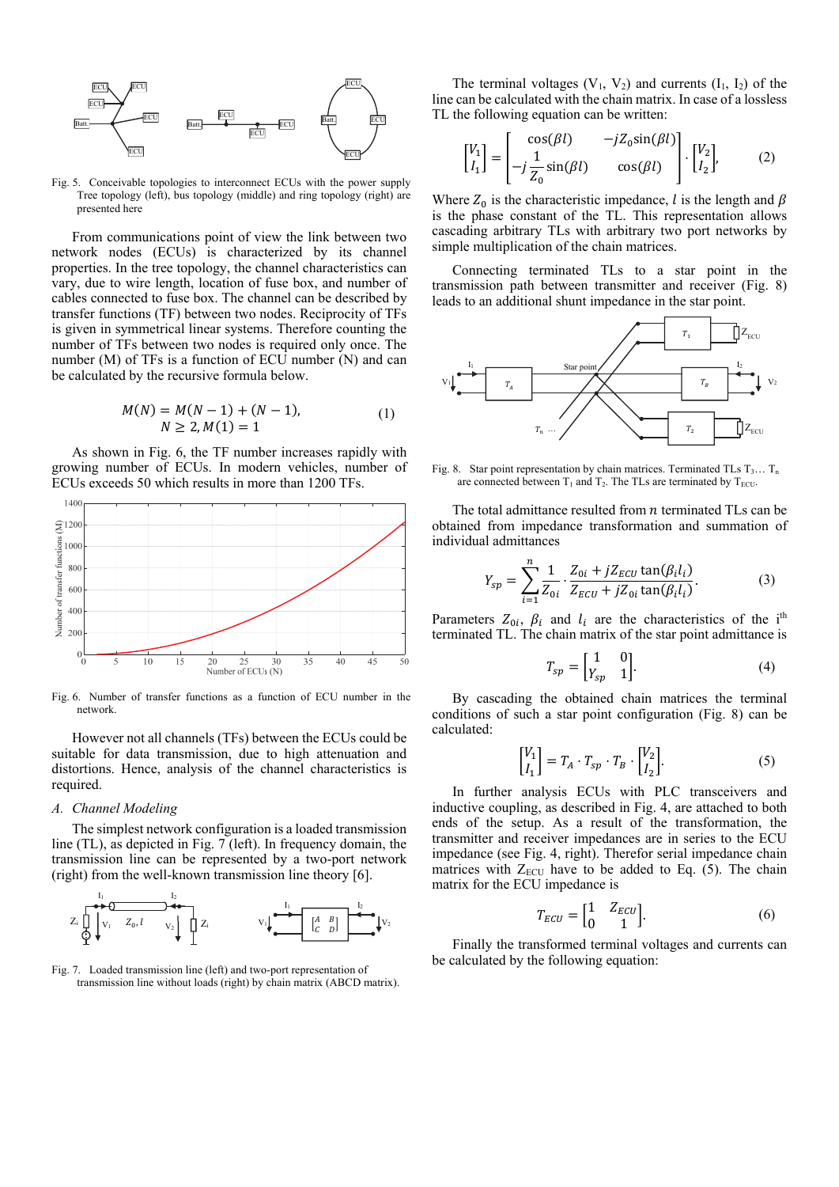Fig. 5. Conceivable topologies to interconnect ECUs with the power supply Tree topology (left), bus topology (middle) and ring topology (right) are presented here

From communications point of view the link between two network nodes (ECUs) is characterized by its channel properties. In the tree topology, the channel characteristics can vary, due to wire length, location of fuse box, and number of cables connected to fuse box. The channel can be described by transfer functions (TF) between two nodes. Reciprocity of TFs is given in symmetrical linear systems. Therefore counting the number of TFs between two nodes is required only once. The number (M) of TFs is a function of ECU number (N) and can be calculated by the recursive formula below.

$$M(N) = M(N-1) + (N-1), \quad N \geq 2, M(1) = 1 \tag{1}$$

As shown in Fig. 6, the TF number increases rapidly with growing number of ECUs. In modern vehicles, the number of ECUs exceeds 50 which results in more than 1200 TFs.

Fig. 6. Number of transfer functions as a function of ECU number in the network.

However not all channels (TFs) between the ECUs could be suitable for data transmission, due to high attenuation and distortions. Hence, analysis of the channel characteristics is required.

### A. *Channel Modeling*

The simplest network configuration is a loaded transmission line (TL), as depicted in Fig. 7 (left). In frequency domain, the transmission line can be represented by a two-port network (right) from the well-known transmission line theory [6].

Fig. 7. Loaded transmission line (left) and two-port representation of transmission line without loads (right) by chain matrix (ABCD matrix).

The terminal voltages ($V_1$, $V_2$) and currents ($I_1$, $I_2$) of the line can be calculated with the chain matrix. In case of a lossless TL the following equation can be written:

$$\begin{bmatrix} V_1 \\ I_1 \end{bmatrix} = \begin{bmatrix} \cos(\beta l) & -jZ_0 \sin(\beta l) \\ -j\dfrac{1}{Z_0}\sin(\beta l) & \cos(\beta l) \end{bmatrix} \cdot \begin{bmatrix} V_2 \\ I_2 \end{bmatrix}, \tag{2}$$

Where $Z_0$ is the characteristic impedance, $l$ is the length and $\beta$ is the phase constant of the TL. This representation allows cascading arbitrary TLs with arbitrary two port networks by simple multiplication of the chain matrices.

Connecting terminated TLs to a star point in the transmission path between transmitter and receiver (Fig. 8) leads to an additional shunt impedance in the star point.

Fig. 8. Star point representation by chain matrices. Terminated TLs $T_3 \ldots T_n$ are connected between $T_1$ and $T_2$. The TLs are terminated by $T_{ECU}$.

The total admittance resulted from $n$ terminated TLs can be obtained from impedance transformation and summation of individual admittances

$$Y_{sp} = \sum_{i=1}^{n} \frac{1}{Z_{0i}} \cdot \frac{Z_{0i} + jZ_{ECU}\tan(\beta_i l_i)}{Z_{ECU} + jZ_{0i}\tan(\beta_i l_i)}. \tag{3}$$

Parameters $Z_{0i}$, $\beta_i$ and $l_i$ are the characteristics of the i[th] terminated TL. The chain matrix of the star point admittance is

$$T_{sp} = \begin{bmatrix} 1 & 0 \\ Y_{sp} & 1 \end{bmatrix}. \tag{4}$$

By cascading the obtained chain matrices the terminal conditions of such a star point configuration (Fig. 8) can be calculated:

$$\begin{bmatrix} V_1 \\ I_1 \end{bmatrix} = T_A \cdot T_{sp} \cdot T_B \cdot \begin{bmatrix} V_2 \\ I_2 \end{bmatrix}. \tag{5}$$

In further analysis ECUs with PLC transceivers and inductive coupling, as described in Fig. 4, are attached to both ends of the setup. As a result of the transformation, the transmitter and receiver impedances are in series to the ECU impedance (see Fig. 4, right). Therefor serial impedance chain matrices with $Z_{ECU}$ have to be added to Eq. (5). The chain matrix for the ECU impedance is

$$T_{ECU} = \begin{bmatrix} 1 & Z_{ECU} \\ 0 & 1 \end{bmatrix}. \tag{6}$$

Finally the transformed terminal voltages and currents can be calculated by the following equation: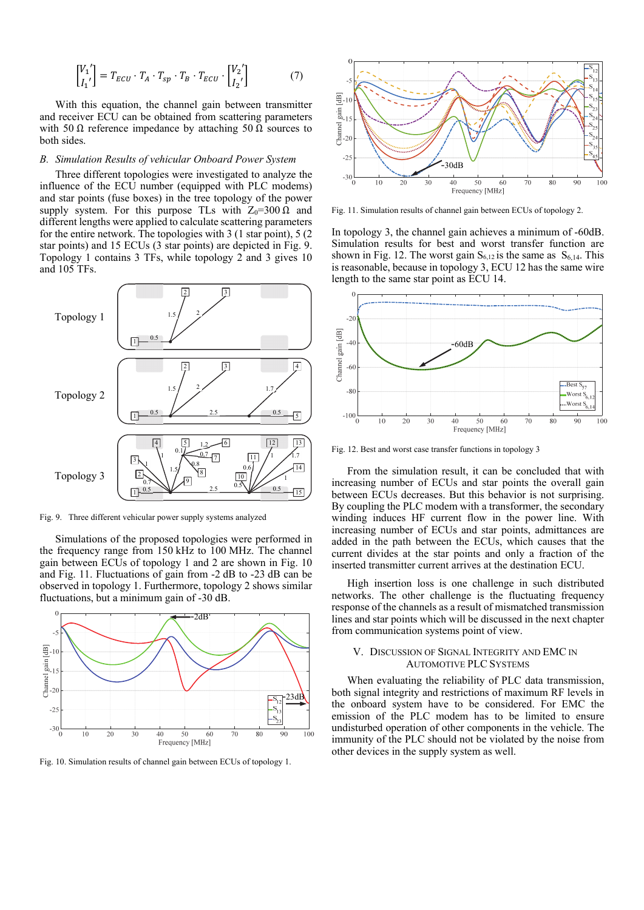$$\begin{bmatrix} V_1' \\ I_1' \end{bmatrix} = T_{ECU} \cdot T_A \cdot T_{sp} \cdot T_B \cdot T_{ECU} \cdot \begin{bmatrix} V_2' \\ I_2' \end{bmatrix} \tag{7}$$

With this equation, the channel gain between transmitter and receiver ECU can be obtained from scattering parameters with 50 Ω reference impedance by attaching 50 Ω sources to both sides.

### *B. Simulation Results of vehicular Onboard Power System*

Three different topologies were investigated to analyze the influence of the ECU number (equipped with PLC modems) and star points (fuse boxes) in the tree topology of the power supply system. For this purpose TLs with $Z_0$=300 Ω and different lengths were applied to calculate scattering parameters for the entire network. The topologies with 3 (1 star point), 5 (2 star points) and 15 ECUs (3 star points) are depicted in Fig. 9. Topology 1 contains 3 TFs, while topology 2 and 3 gives 10 and 105 TFs.

Fig. 9. Three different vehicular power supply systems analyzed

Simulations of the proposed topologies were performed in the frequency range from 150 kHz to 100 MHz. The channel gain between ECUs of topology 1 and 2 are shown in Fig. 10 and Fig. 11. Fluctuations of gain from -2 dB to -23 dB can be observed in topology 1. Furthermore, topology 2 shows similar fluctuations, but a minimum gain of -30 dB.

Fig. 10. Simulation results of channel gain between ECUs of topology 1.

Fig. 11. Simulation results of channel gain between ECUs of topology 2.

In topology 3, the channel gain achieves a minimum of -60dB. Simulation results for best and worst transfer function are shown in Fig. 12. The worst gain $S_{6,12}$ is the same as $S_{6,14}$. This is reasonable, because in topology 3, ECU 12 has the same wire length to the same star point as ECU 14.

Fig. 12. Best and worst case transfer functions in topology 3

From the simulation result, it can be concluded that with increasing number of ECUs and star points the overall gain between ECUs decreases. But this behavior is not surprising. By coupling the PLC modem with a transformer, the secondary winding induces HF current flow in the power line. With increasing number of ECUs and star points, admittances are added in the path between the ECUs, which causes that the current divides at the star points and only a fraction of the inserted transmitter current arrives at the destination ECU.

High insertion loss is one challenge in such distributed networks. The other challenge is the fluctuating frequency response of the channels as a result of mismatched transmission lines and star points which will be discussed in the next chapter from communication systems point of view.

## V. Discussion of Signal Integrity and EMC in Automotive PLC Systems

When evaluating the reliability of PLC data transmission, both signal integrity and restrictions of maximum RF levels in the onboard system have to be considered. For EMC the emission of the PLC modem has to be limited to ensure undisturbed operation of other components in the vehicle. The immunity of the PLC should not be violated by the noise from other devices in the supply system as well.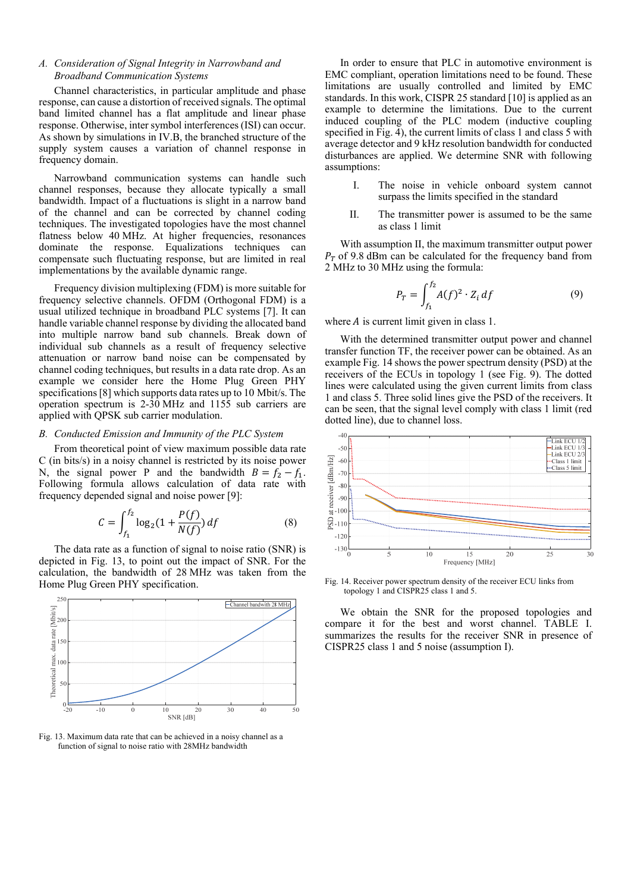### A. Consideration of Signal Integrity in Narrowband and Broadband Communication Systems

Channel characteristics, in particular amplitude and phase response, can cause a distortion of received signals. The optimal band limited channel has a flat amplitude and linear phase response. Otherwise, inter symbol interferences (ISI) can occur. As shown by simulations in IV.B, the branched structure of the supply system causes a variation of channel response in frequency domain.

Narrowband communication systems can handle such channel responses, because they allocate typically a small bandwidth. Impact of a fluctuations is slight in a narrow band of the channel and can be corrected by channel coding techniques. The investigated topologies have the most channel flatness below 40 MHz. At higher frequencies, resonances dominate the response. Equalizations techniques can compensate such fluctuating response, but are limited in real implementations by the available dynamic range.

Frequency division multiplexing (FDM) is more suitable for frequency selective channels. OFDM (Orthogonal FDM) is a usual utilized technique in broadband PLC systems [7]. It can handle variable channel response by dividing the allocated band into multiple narrow band sub channels. Break down of individual sub channels as a result of frequency selective attenuation or narrow band noise can be compensated by channel coding techniques, but results in a data rate drop. As an example we consider here the Home Plug Green PHY specifications [8] which supports data rates up to 10 Mbit/s. The operation spectrum is 2-30 MHz and 1155 sub carriers are applied with QPSK sub carrier modulation.

### B. Conducted Emission and Immunity of the PLC System

From theoretical point of view maximum possible data rate C (in bits/s) in a noisy channel is restricted by its noise power N, the signal power P and the bandwidth $B = f_2 - f_1$. Following formula allows calculation of data rate with frequency depended signal and noise power [9]:

$$C = \int_{f_1}^{f_2} \log_2(1 + \frac{P(f)}{N(f)})\, df \tag{8}$$

The data rate as a function of signal to noise ratio (SNR) is depicted in Fig. 13, to point out the impact of SNR. For the calculation, the bandwidth of 28 MHz was taken from the Home Plug Green PHY specification.

Fig. 13. Maximum data rate that can be achieved in a noisy channel as a function of signal to noise ratio with 28MHz bandwidth

In order to ensure that PLC in automotive environment is EMC compliant, operation limitations need to be found. These limitations are usually controlled and limited by EMC standards. In this work, CISPR 25 standard [10] is applied as an example to determine the limitations. Due to the current induced coupling of the PLC modem (inductive coupling specified in Fig. 4), the current limits of class 1 and class 5 with average detector and 9 kHz resolution bandwidth for conducted disturbances are applied. We determine SNR with following assumptions:

I. The noise in vehicle onboard system cannot surpass the limits specified in the standard

II. The transmitter power is assumed to be the same as class 1 limit

With assumption II, the maximum transmitter output power $P_T$ of 9.8 dBm can be calculated for the frequency band from 2 MHz to 30 MHz using the formula:

$$P_T = \int_{f_1}^{f_2} A(f)^2 \cdot Z_i\, df \tag{9}$$

where $A$ is current limit given in class 1.

With the determined transmitter output power and channel transfer function TF, the receiver power can be obtained. As an example Fig. 14 shows the power spectrum density (PSD) at the receivers of the ECUs in topology 1 (see Fig. 9). The dotted lines were calculated using the given current limits from class 1 and class 5. Three solid lines give the PSD of the receivers. It can be seen, that the signal level comply with class 1 limit (red dotted line), due to channel loss.

Fig. 14. Receiver power spectrum density of the receiver ECU links from topology 1 and CISPR25 class 1 and 5.

We obtain the SNR for the proposed topologies and compare it for the best and worst channel. TABLE I. summarizes the results for the receiver SNR in presence of CISPR25 class 1 and 5 noise (assumption I).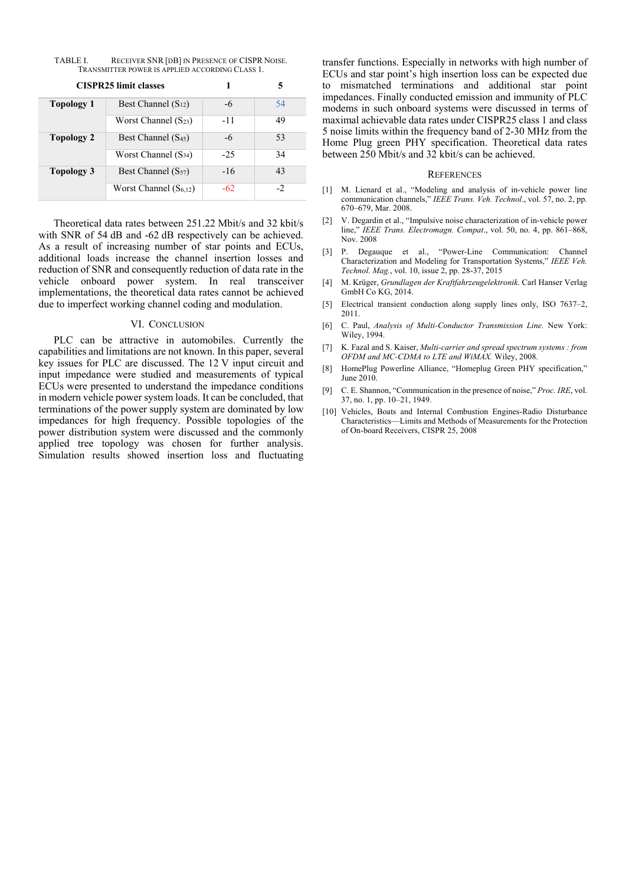TABLE I. RECEIVER SNR [DB] IN PRESENCE OF CISPR NOISE. TRANSMITTER POWER IS APPLIED ACCORDING CLASS 1.

| CISPR25 limit classes | | 1 | 5 |
|---|---|---|---|
| **Topology 1** | Best Channel ($S_{12}$) | -6 | 54 |
| | Worst Channel ($S_{23}$) | -11 | 49 |
| **Topology 2** | Best Channel ($S_{45}$) | -6 | 53 |
| | Worst Channel ($S_{34}$) | -25 | 34 |
| **Topology 3** | Best Channel ($S_{57}$) | -16 | 43 |
| | Worst Channel ($S_{6,12}$) | -62 | -2 |

Theoretical data rates between 251.22 Mbit/s and 32 kbit/s with SNR of 54 dB and -62 dB respectively can be achieved. As a result of increasing number of star points and ECUs, additional loads increase the channel insertion losses and reduction of SNR and consequently reduction of data rate in the vehicle onboard power system. In real transceiver implementations, the theoretical data rates cannot be achieved due to imperfect working channel coding and modulation.

## VI. CONCLUSION

PLC can be attractive in automobiles. Currently the capabilities and limitations are not known. In this paper, several key issues for PLC are discussed. The 12 V input circuit and input impedance were studied and measurements of typical ECUs were presented to understand the impedance conditions in modern vehicle power system loads. It can be concluded, that terminations of the power supply system are dominated by low impedances for high frequency. Possible topologies of the power distribution system were discussed and the commonly applied tree topology was chosen for further analysis. Simulation results showed insertion loss and fluctuating transfer functions. Especially in networks with high number of ECUs and star point's high insertion loss can be expected due to mismatched terminations and additional star point impedances. Finally conducted emission and immunity of PLC modems in such onboard systems were discussed in terms of maximal achievable data rates under CISPR25 class 1 and class 5 noise limits within the frequency band of 2-30 MHz from the Home Plug green PHY specification. Theoretical data rates between 250 Mbit/s and 32 kbit/s can be achieved.

## REFERENCES

[1] M. Lienard et al., "Modeling and analysis of in-vehicle power line communication channels," *IEEE Trans. Veh. Technol*., vol. 57, no. 2, pp. 670–679, Mar. 2008.

[2] V. Degardin et al., "Impulsive noise characterization of in-vehicle power line," *IEEE Trans. Electromagn. Compat*., vol. 50, no. 4, pp. 861–868, Nov. 2008

[3] P. Degauque et al., "Power-Line Communication: Channel Characterization and Modeling for Transportation Systems," *IEEE Veh. Technol. Mag.*, vol. 10, issue 2, pp. 28-37, 2015

[4] M. Krüger, *Grundlagen der Kraftfahrzeugelektronik*. Carl Hanser Verlag GmbH Co KG, 2014.

[5] Electrical transient conduction along supply lines only, ISO 7637–2, 2011.

[6] C. Paul, *Analysis of Multi-Conductor Transmission Line.* New York: Wiley, 1994.

[7] K. Fazal and S. Kaiser, *Multi-carrier and spread spectrum systems : from OFDM and MC-CDMA to LTE and WiMAX.* Wiley, 2008.

[8] HomePlug Powerline Alliance, "Homeplug Green PHY specification," June 2010.

[9] C. E. Shannon, "Communication in the presence of noise," *Proc. IRE*, vol. 37, no. 1, pp. 10–21, 1949.

[10] Vehicles, Boats and Internal Combustion Engines-Radio Disturbance Characteristics—Limits and Methods of Measurements for the Protection of On-board Receivers, CISPR 25, 2008